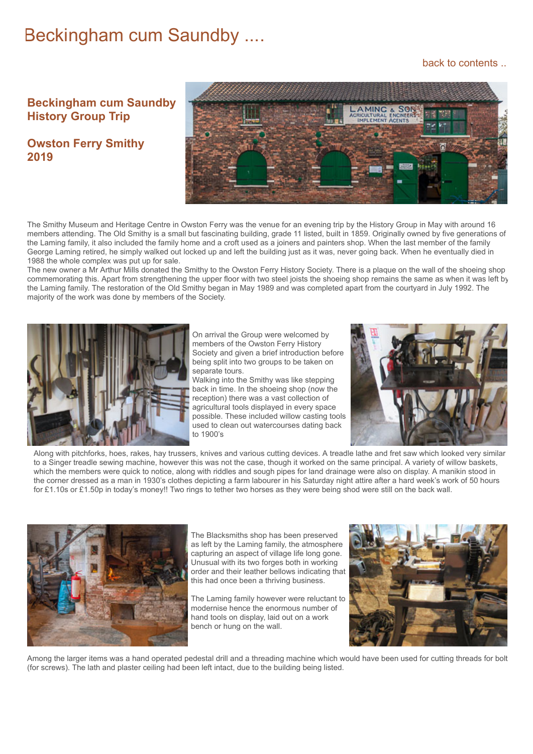# Beckingham cum Saundby ....

back to contents ..

## Beckingham cum Saundby History Group Trip

## Owston Ferry Smithy 2019

The Smithy Museum and Heritage Centre in Owston Ferry was the venue for an evening trip by the History Group in May with around 16 members attending. The Old Smithy is a small but fascinating building, grade 11 listed, built in 1859. Originally owned by five generations of the Laming family, it also included the family home and a croft used as a joiners and painters shop. When the last member of the family George Laming retired, he simply walked out locked up and left the building just as it was, never going back. When he eventually died in 1988 the whole complex was put up for sale.

The new owner a Mr Arthur Mills donated the Smithy to the Owston Ferry History Society. There is a plaque on the wall of the shoeing shop commemorating this. Apart from strengthening the upper floor with two steel joists the shoeing shop remains the same as when it was left by the Laming family. The restoration of the Old Smithy began in May 1989 and was completed apart from the courtyard in July 1992. The majority of the work was done by members of the Society.

On arrival the Group were welcomed by members of the Owston Ferry History Society and given a brief introduction before being split into two groups to be taken on separate tours.

Walking into the Smithy was like stepping back in time. In the shoeing shop (now the reception) there was a vast collection of agricultural tools displayed in every space possible. These included willow casting tools used to clean out watercourses dating back to 1900's

Along with pitchforks, hoes, rakes, hay trussers, knives and various cutting devices. A treadle lathe and fret saw which looked very similar to a Singer treadle sewing machine, however this was not the case, though it worked on the same principal. A variety of willow baskets, which the members were quick to notice, along with riddles and sough pipes for land drainage were also on display. A manikin stood in the corner dressed as a man in 1930's clothes depicting a farm labourer in his Saturday night attire after a hard week's work of 50 hours for £1.10s or £1.50p in today's money!! Two rings to tether two horses as they were being shod were still on the back wall.

The Blacksmiths shop has been preserved as left by the Laming family, the atmosphere capturing an aspect of village life long gone. Unusual with its two forges both in working order and their leather bellows indicating that this had once been a thriving business.

The Laming family however were reluctant to modernise hence the enormous number of hand tools on display, laid out on a work bench or hung on the wall.

Among the larger items was a hand operated pedestal drill and a threading machine which would have been used for cutting threads for bolt (for screws). The lath and plaster ceiling had been left intact, due to the building being listed.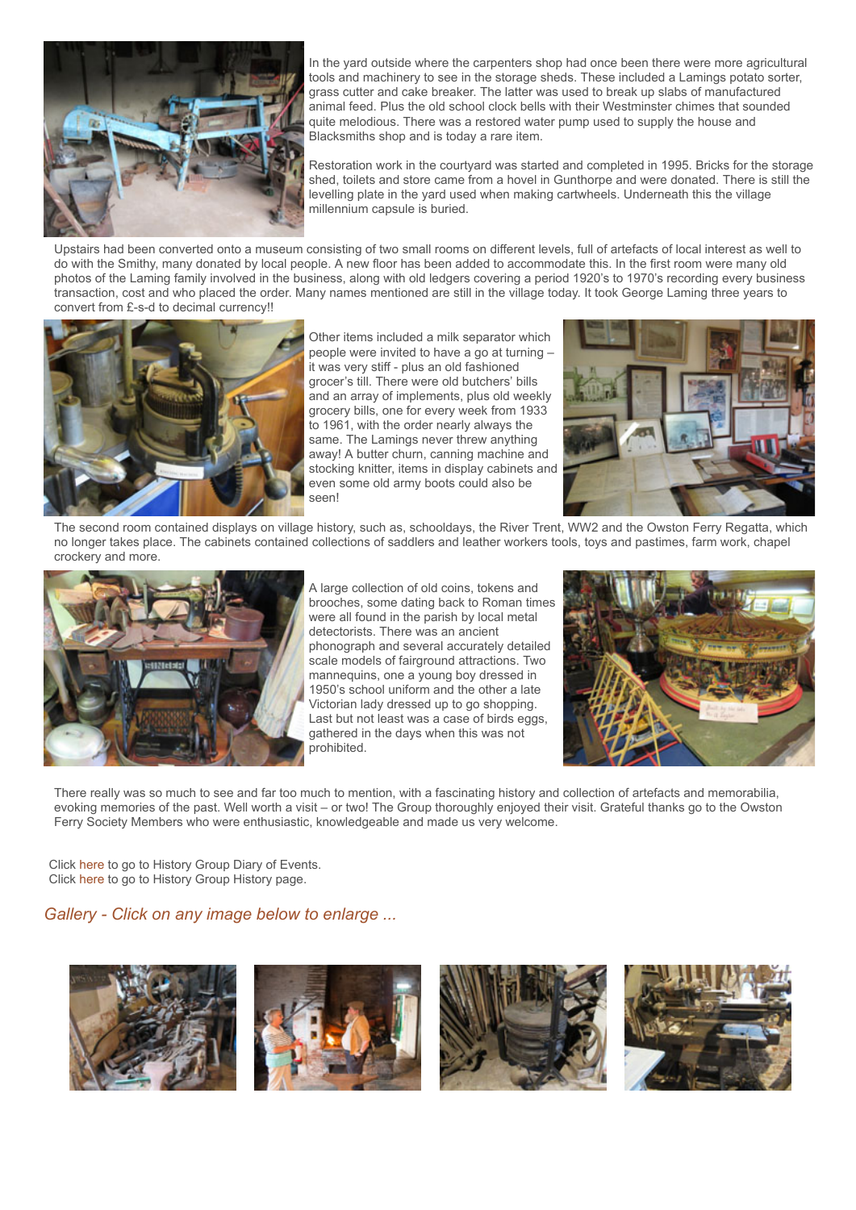In the yard outside where the carpenters shop had once been there were more agricultural tools and machinery to see in the storage sheds. These included a Lamings potato sorter, grass cutter and cake breaker. The latter was used to break up slabs of manufactured animal feed. Plus the old school clock bells with their Westminster chimes that sounded quite melodious. There was a restored water pump used to supply the house and Blacksmiths shop and is today a rare item.

Restoration work in the courtyard was started and completed in 1995. Bricks for the storage shed, toilets and store came from a hovel in Gunthorpe and were donated. There is still the levelling plate in the yard used when making cartwheels. Underneath this the village millennium capsule is buried.

Upstairs had been converted onto a museum consisting of two small rooms on different levels, full of artefacts of local interest as well to do with the Smithy, many donated by local people. A new floor has been added to accommodate this. In the first room were many old photos of the Laming family involved in the business, along with old ledgers covering a period 1920's to 1970's recording every business transaction, cost and who placed the order. Many names mentioned are still in the village today. It took George Laming three years to convert from £-s-d to decimal currency!!

Other items included a milk separator which people were invited to have a go at turning – it was very stiff - plus an old fashioned grocer's till. There were old butchers' bills and an array of implements, plus old weekly grocery bills, one for every week from 1933 to 1961, with the order nearly always the same. The Lamings never threw anything away! A butter churn, canning machine and stocking knitter, items in display cabinets and even some old army boots could also be seen!

The second room contained displays on village history, such as, schooldays, the River Trent, WW2 and the Owston Ferry Regatta, which no longer takes place. The cabinets contained collections of saddlers and leather workers tools, toys and pastimes, farm work, chapel crockery and more.

A large collection of old coins, tokens and brooches, some dating back to Roman times were all found in the parish by local metal detectorists. There was an ancient phonograph and several accurately detailed scale models of fairground attractions. Two mannequins, one a young boy dressed in 1950's school uniform and the other a late Victorian lady dressed up to go shopping. Last but not least was a case of birds eggs, gathered in the days when this was not prohibited.

There really was so much to see and far too much to mention, with a fascinating history and collection of artefacts and memorabilia, evoking memories of the past. Well worth a visit – or two! The Group thoroughly enjoyed their visit. Grateful thanks go to the Owston Ferry Society Members who were enthusiastic, knowledgeable and made us very welcome.

Click here to go to History Group Diary of Events.
Click here to go to History Group History page.

*Gallery - Click on any image below to enlarge ...*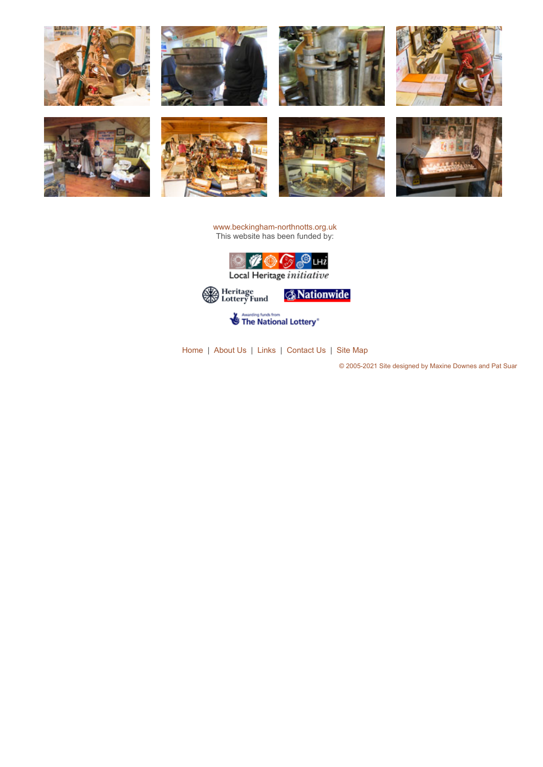www.beckingham-northnotts.org.uk
This website has been funded by:

Local Heritage *initiative*

Heritage Lottery Fund

Nationwide

Awarding funds from The National Lottery®

Home | About Us | Links | Contact Us | Site Map

© 2005-2021 Site designed by Maxine Downes and Pat Suar